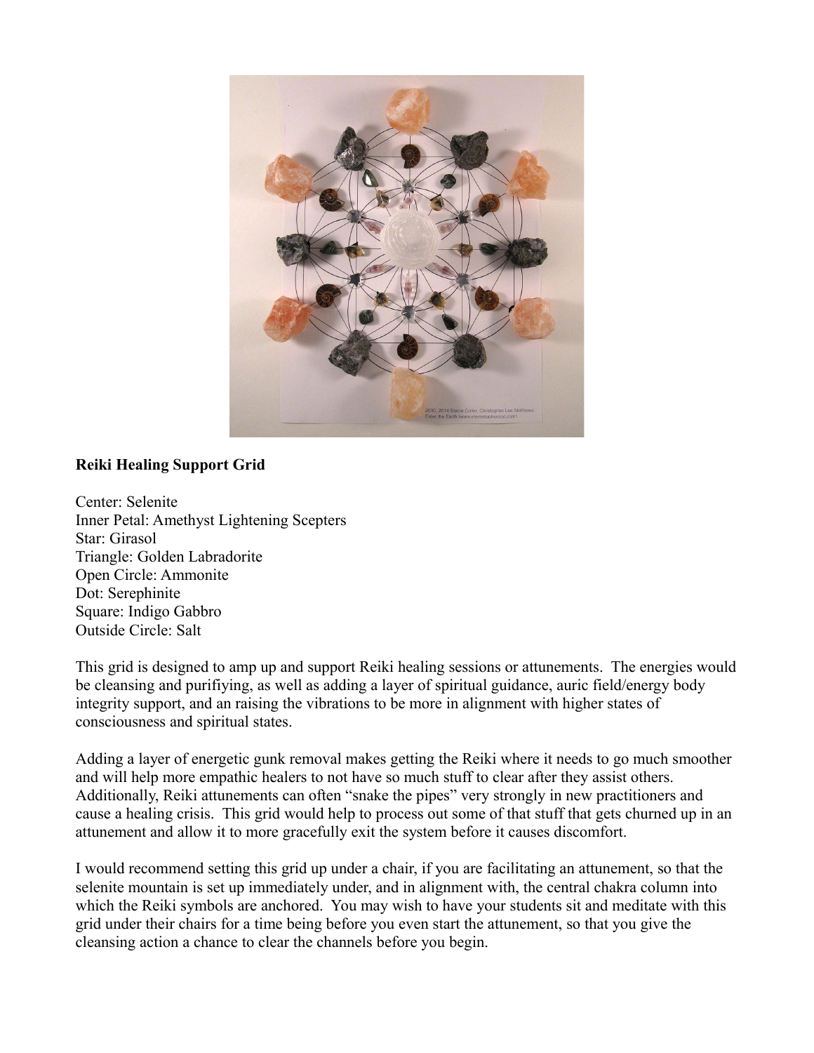**Reiki Healing Support Grid**

Center: Selenite
Inner Petal: Amethyst Lightening Scepters
Star: Girasol
Triangle: Golden Labradorite
Open Circle: Ammonite
Dot: Serephinite
Square: Indigo Gabbro
Outside Circle: Salt

This grid is designed to amp up and support Reiki healing sessions or attunements. The energies would be cleansing and purifiying, as well as adding a layer of spiritual guidance, auric field/energy body integrity support, and an raising the vibrations to be more in alignment with higher states of consciousness and spiritual states.

Adding a layer of energetic gunk removal makes getting the Reiki where it needs to go much smoother and will help more empathic healers to not have so much stuff to clear after they assist others. Additionally, Reiki attunements can often "snake the pipes" very strongly in new practitioners and cause a healing crisis. This grid would help to process out some of that stuff that gets churned up in an attunement and allow it to more gracefully exit the system before it causes discomfort.

I would recommend setting this grid up under a chair, if you are facilitating an attunement, so that the selenite mountain is set up immediately under, and in alignment with, the central chakra column into which the Reiki symbols are anchored. You may wish to have your students sit and meditate with this grid under their chairs for a time being before you even start the attunement, so that you give the cleansing action a chance to clear the channels before you begin.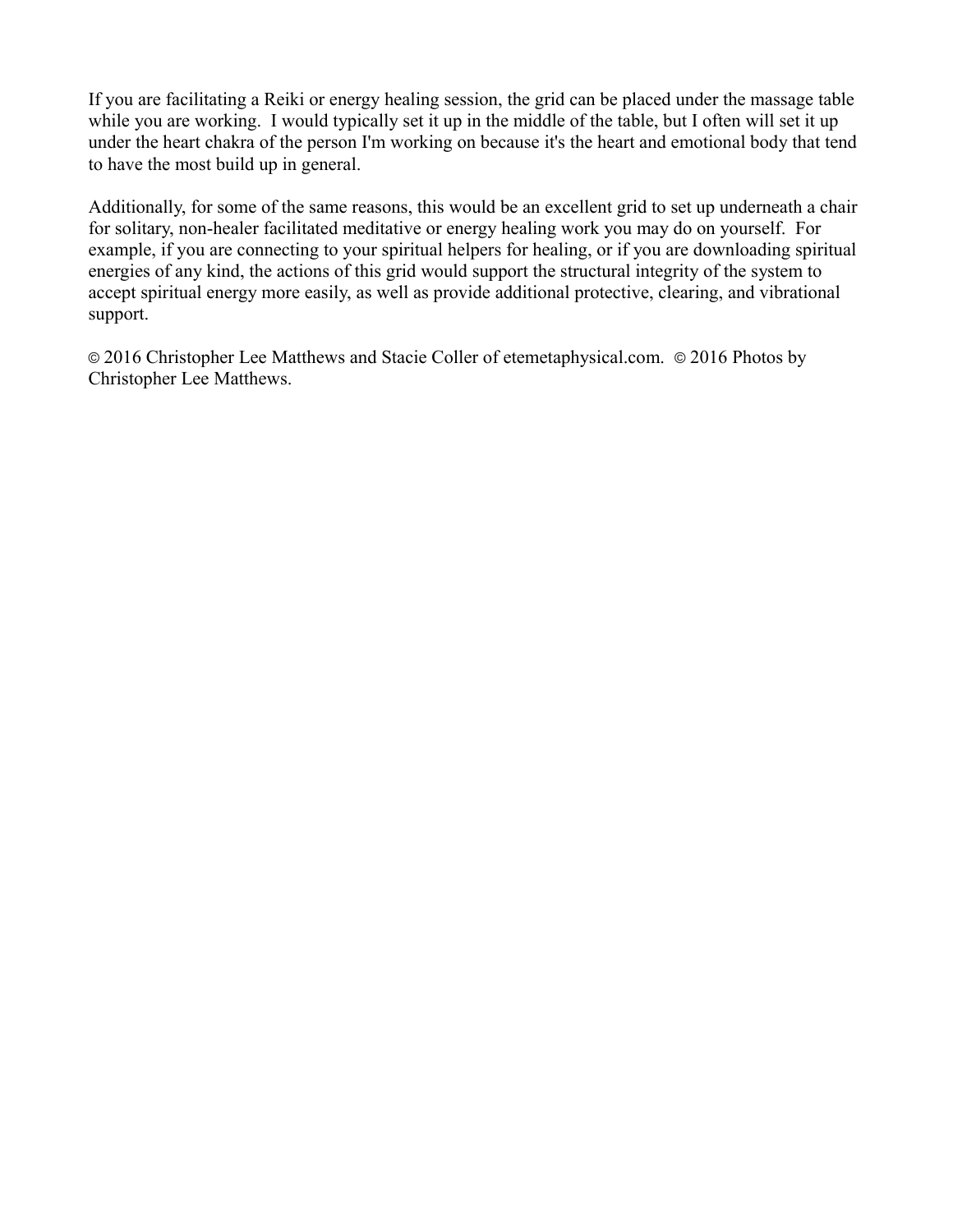If you are facilitating a Reiki or energy healing session, the grid can be placed under the massage table while you are working. I would typically set it up in the middle of the table, but I often will set it up under the heart chakra of the person I'm working on because it's the heart and emotional body that tend to have the most build up in general.

Additionally, for some of the same reasons, this would be an excellent grid to set up underneath a chair for solitary, non-healer facilitated meditative or energy healing work you may do on yourself. For example, if you are connecting to your spiritual helpers for healing, or if you are downloading spiritual energies of any kind, the actions of this grid would support the structural integrity of the system to accept spiritual energy more easily, as well as provide additional protective, clearing, and vibrational support.

© 2016 Christopher Lee Matthews and Stacie Coller of etemetaphysical.com. © 2016 Photos by Christopher Lee Matthews.